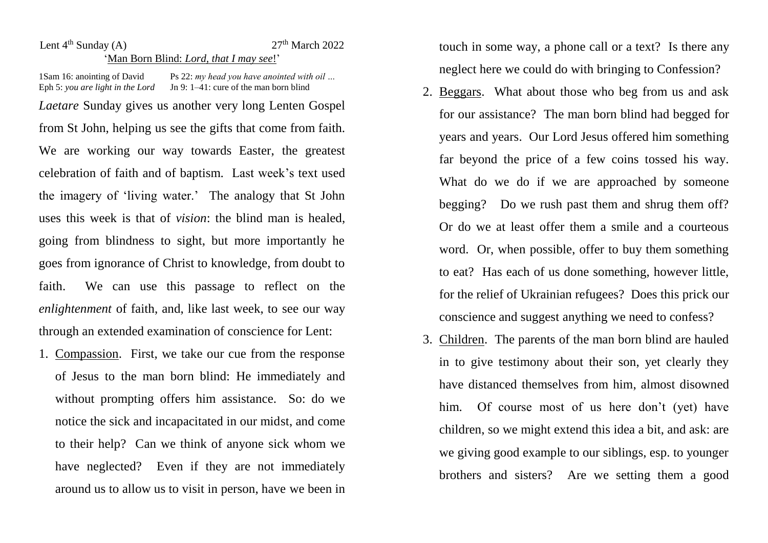Lent 4th Sunday (A) 27th March 2022

'Man Born Blind: *Lord, that I may see*!'

1Sam 16: anointing of David — Ps 22: *my head you have anointed with oil …*
Eph 5: *you are light in the Lord* — Jn 9: 1–41: cure of the man born blind

*Laetare* Sunday gives us another very long Lenten Gospel from St John, helping us see the gifts that come from faith. We are working our way towards Easter, the greatest celebration of faith and of baptism. Last week's text used the imagery of 'living water.' The analogy that St John uses this week is that of *vision*: the blind man is healed, going from blindness to sight, but more importantly he goes from ignorance of Christ to knowledge, from doubt to faith. We can use this passage to reflect on the *enlightenment* of faith, and, like last week, to see our way through an extended examination of conscience for Lent:

1. Compassion. First, we take our cue from the response of Jesus to the man born blind: He immediately and without prompting offers him assistance. So: do we notice the sick and incapacitated in our midst, and come to their help? Can we think of anyone sick whom we have neglected? Even if they are not immediately around us to allow us to visit in person, have we been in touch in some way, a phone call or a text? Is there any neglect here we could do with bringing to Confession?
2. Beggars. What about those who beg from us and ask for our assistance? The man born blind had begged for years and years. Our Lord Jesus offered him something far beyond the price of a few coins tossed his way. What do we do if we are approached by someone begging? Do we rush past them and shrug them off? Or do we at least offer them a smile and a courteous word. Or, when possible, offer to buy them something to eat? Has each of us done something, however little, for the relief of Ukrainian refugees? Does this prick our conscience and suggest anything we need to confess?
3. Children. The parents of the man born blind are hauled in to give testimony about their son, yet clearly they have distanced themselves from him, almost disowned him. Of course most of us here don't (yet) have children, so we might extend this idea a bit, and ask: are we giving good example to our siblings, esp. to younger brothers and sisters? Are we setting them a good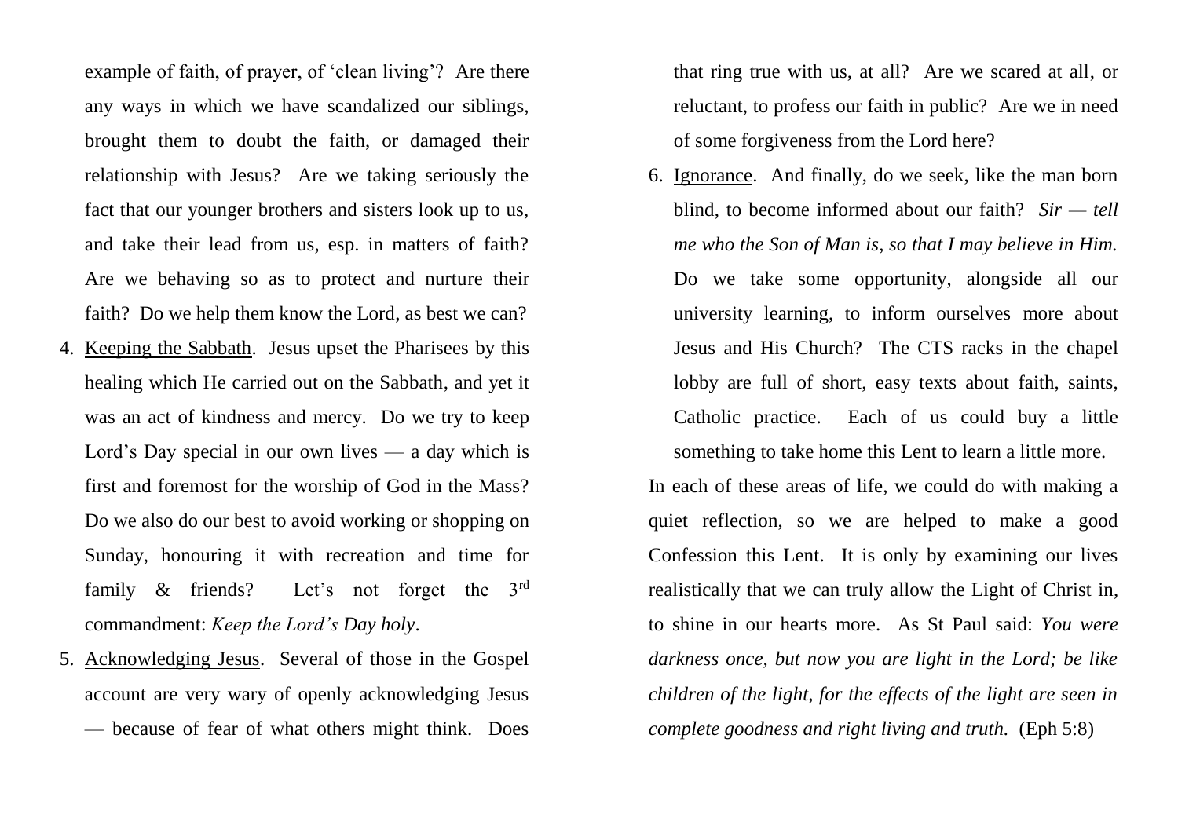example of faith, of prayer, of 'clean living'? Are there any ways in which we have scandalized our siblings, brought them to doubt the faith, or damaged their relationship with Jesus? Are we taking seriously the fact that our younger brothers and sisters look up to us, and take their lead from us, esp. in matters of faith? Are we behaving so as to protect and nurture their faith? Do we help them know the Lord, as best we can?

4. Keeping the Sabbath. Jesus upset the Pharisees by this healing which He carried out on the Sabbath, and yet it was an act of kindness and mercy. Do we try to keep Lord's Day special in our own lives — a day which is first and foremost for the worship of God in the Mass? Do we also do our best to avoid working or shopping on Sunday, honouring it with recreation and time for family & friends? Let's not forget the 3rd commandment: *Keep the Lord's Day holy*.
5. Acknowledging Jesus. Several of those in the Gospel account are very wary of openly acknowledging Jesus — because of fear of what others might think. Does that ring true with us, at all? Are we scared at all, or reluctant, to profess our faith in public? Are we in need of some forgiveness from the Lord here?
6. Ignorance. And finally, do we seek, like the man born blind, to become informed about our faith? *Sir — tell me who the Son of Man is, so that I may believe in Him.* Do we take some opportunity, alongside all our university learning, to inform ourselves more about Jesus and His Church? The CTS racks in the chapel lobby are full of short, easy texts about faith, saints, Catholic practice. Each of us could buy a little something to take home this Lent to learn a little more.

In each of these areas of life, we could do with making a quiet reflection, so we are helped to make a good Confession this Lent. It is only by examining our lives realistically that we can truly allow the Light of Christ in, to shine in our hearts more. As St Paul said: *You were darkness once, but now you are light in the Lord; be like children of the light, for the effects of the light are seen in complete goodness and right living and truth.* (Eph 5:8)